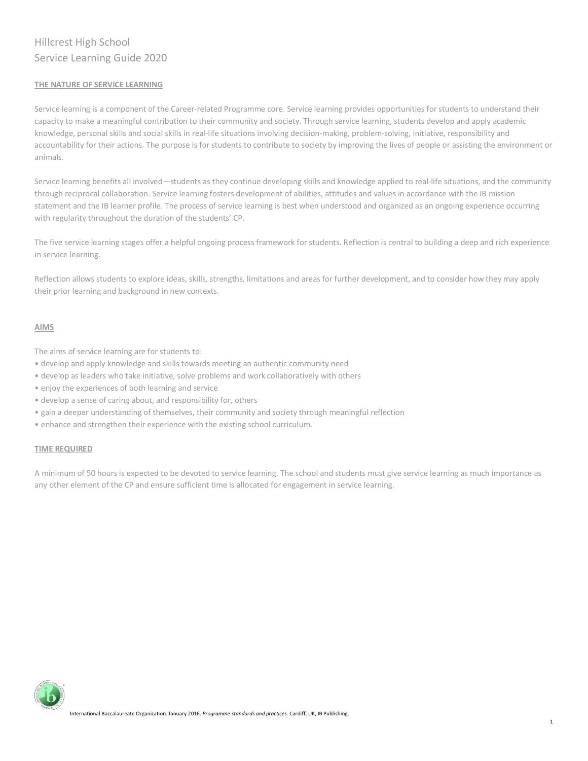# Hillcrest High School
# Service Learning Guide 2020

## THE NATURE OF SERVICE LEARNING

Service learning is a component of the Career-related Programme core. Service learning provides opportunities for students to understand their capacity to make a meaningful contribution to their community and society. Through service learning, students develop and apply academic knowledge, personal skills and social skills in real-life situations involving decision-making, problem-solving, initiative, responsibility and accountability for their actions. The purpose is for students to contribute to society by improving the lives of people or assisting the environment or animals.

Service learning benefits all involved—students as they continue developing skills and knowledge applied to real-life situations, and the community through reciprocal collaboration. Service learning fosters development of abilities, attitudes and values in accordance with the IB mission statement and the IB learner profile. The process of service learning is best when understood and organized as an ongoing experience occurring with regularity throughout the duration of the students' CP.

The five service learning stages offer a helpful ongoing process framework for students. Reflection is central to building a deep and rich experience in service learning.

Reflection allows students to explore ideas, skills, strengths, limitations and areas for further development, and to consider how they may apply their prior learning and background in new contexts.

## AIMS

The aims of service learning are for students to:

- develop and apply knowledge and skills towards meeting an authentic community need
- develop as leaders who take initiative, solve problems and work collaboratively with others
- enjoy the experiences of both learning and service
- develop a sense of caring about, and responsibility for, others
- gain a deeper understanding of themselves, their community and society through meaningful reflection
- enhance and strengthen their experience with the existing school curriculum.

## TIME REQUIRED

A minimum of 50 hours is expected to be devoted to service learning. The school and students must give service learning as much importance as any other element of the CP and ensure sufficient time is allocated for engagement in service learning.

International Baccalaureate Organization. January 2016. *Programme standards and practices*. Cardiff, UK, IB Publishing.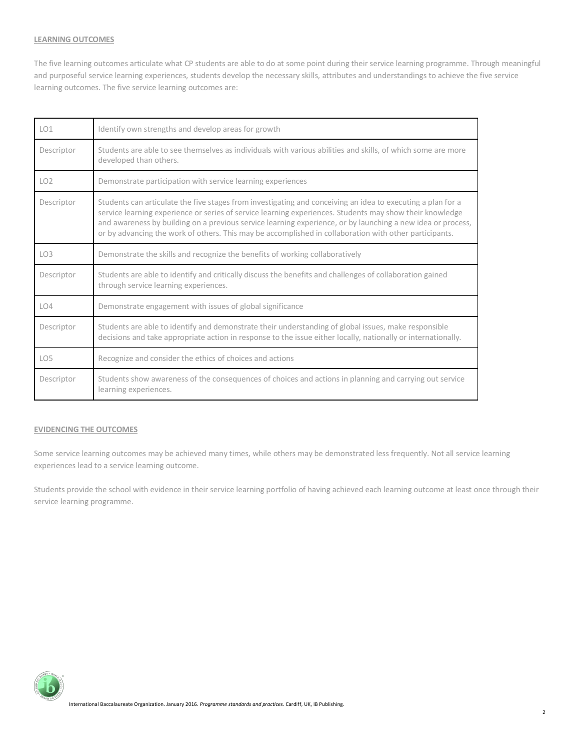**LEARNING OUTCOMES**

The five learning outcomes articulate what CP students are able to do at some point during their service learning programme. Through meaningful and purposeful service learning experiences, students develop the necessary skills, attributes and understandings to achieve the five service learning outcomes. The five service learning outcomes are:

| LO1 | Identify own strengths and develop areas for growth |
|---|---|
| Descriptor | Students are able to see themselves as individuals with various abilities and skills, of which some are more developed than others. |
| LO2 | Demonstrate participation with service learning experiences |
| Descriptor | Students can articulate the five stages from investigating and conceiving an idea to executing a plan for a service learning experience or series of service learning experiences. Students may show their knowledge and awareness by building on a previous service learning experience, or by launching a new idea or process, or by advancing the work of others. This may be accomplished in collaboration with other participants. |
| LO3 | Demonstrate the skills and recognize the benefits of working collaboratively |
| Descriptor | Students are able to identify and critically discuss the benefits and challenges of collaboration gained through service learning experiences. |
| LO4 | Demonstrate engagement with issues of global significance |
| Descriptor | Students are able to identify and demonstrate their understanding of global issues, make responsible decisions and take appropriate action in response to the issue either locally, nationally or internationally. |
| LO5 | Recognize and consider the ethics of choices and actions |
| Descriptor | Students show awareness of the consequences of choices and actions in planning and carrying out service learning experiences. |

**EVIDENCING THE OUTCOMES**

Some service learning outcomes may be achieved many times, while others may be demonstrated less frequently. Not all service learning experiences lead to a service learning outcome.

Students provide the school with evidence in their service learning portfolio of having achieved each learning outcome at least once through their service learning programme.

International Baccalaureate Organization. January 2016. *Programme standards and practices*. Cardiff, UK, IB Publishing.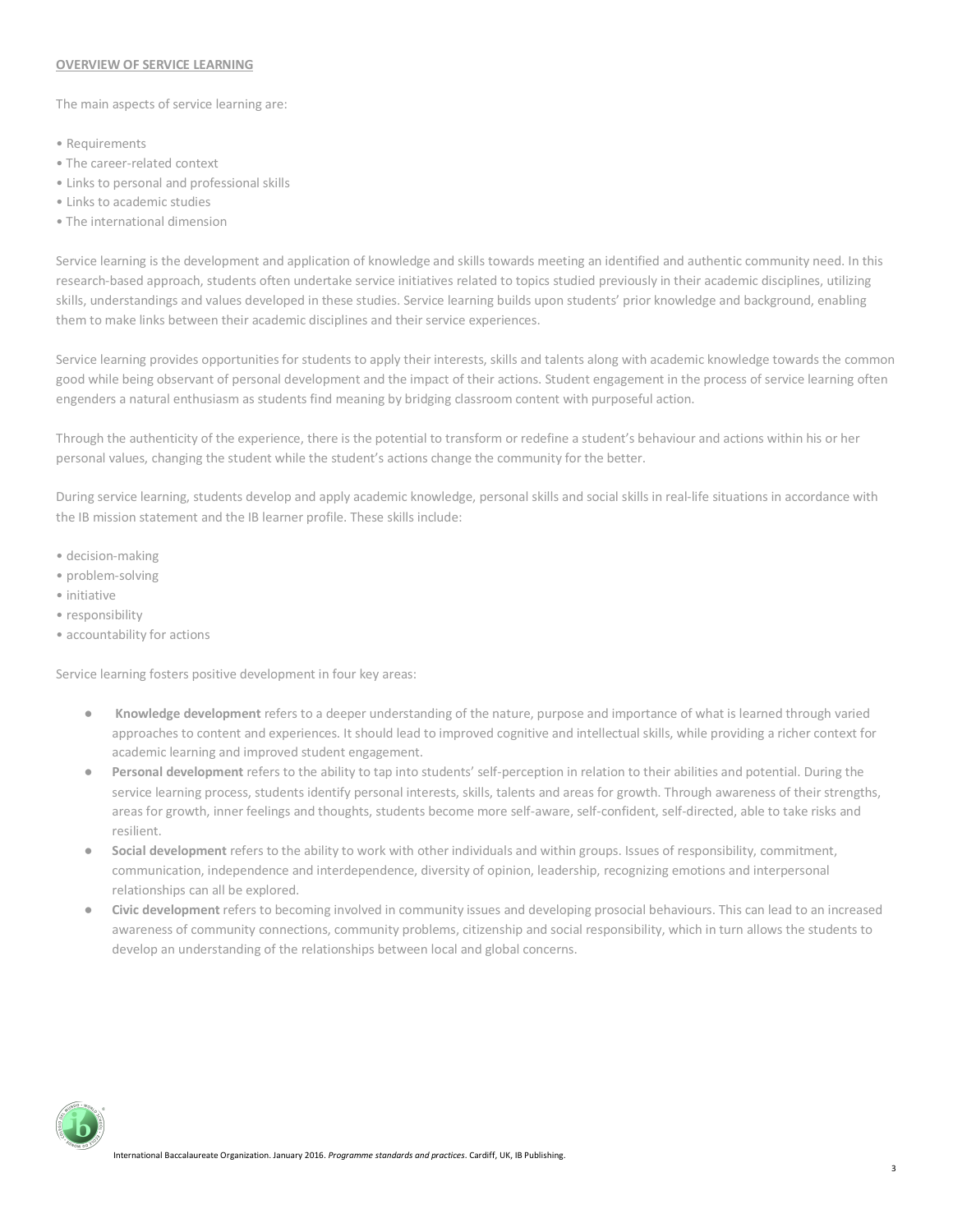## OVERVIEW OF SERVICE LEARNING

The main aspects of service learning are:

- Requirements
- The career-related context
- Links to personal and professional skills
- Links to academic studies
- The international dimension

Service learning is the development and application of knowledge and skills towards meeting an identified and authentic community need. In this research-based approach, students often undertake service initiatives related to topics studied previously in their academic disciplines, utilizing skills, understandings and values developed in these studies. Service learning builds upon students' prior knowledge and background, enabling them to make links between their academic disciplines and their service experiences.

Service learning provides opportunities for students to apply their interests, skills and talents along with academic knowledge towards the common good while being observant of personal development and the impact of their actions. Student engagement in the process of service learning often engenders a natural enthusiasm as students find meaning by bridging classroom content with purposeful action.

Through the authenticity of the experience, there is the potential to transform or redefine a student's behaviour and actions within his or her personal values, changing the student while the student's actions change the community for the better.

During service learning, students develop and apply academic knowledge, personal skills and social skills in real-life situations in accordance with the IB mission statement and the IB learner profile. These skills include:

- decision-making
- problem-solving
- initiative
- responsibility
- accountability for actions

Service learning fosters positive development in four key areas:

- **Knowledge development** refers to a deeper understanding of the nature, purpose and importance of what is learned through varied approaches to content and experiences. It should lead to improved cognitive and intellectual skills, while providing a richer context for academic learning and improved student engagement.
- **Personal development** refers to the ability to tap into students' self-perception in relation to their abilities and potential. During the service learning process, students identify personal interests, skills, talents and areas for growth. Through awareness of their strengths, areas for growth, inner feelings and thoughts, students become more self-aware, self-confident, self-directed, able to take risks and resilient.
- **Social development** refers to the ability to work with other individuals and within groups. Issues of responsibility, commitment, communication, independence and interdependence, diversity of opinion, leadership, recognizing emotions and interpersonal relationships can all be explored.
- **Civic development** refers to becoming involved in community issues and developing prosocial behaviours. This can lead to an increased awareness of community connections, community problems, citizenship and social responsibility, which in turn allows the students to develop an understanding of the relationships between local and global concerns.

International Baccalaureate Organization. January 2016. *Programme standards and practices*. Cardiff, UK, IB Publishing.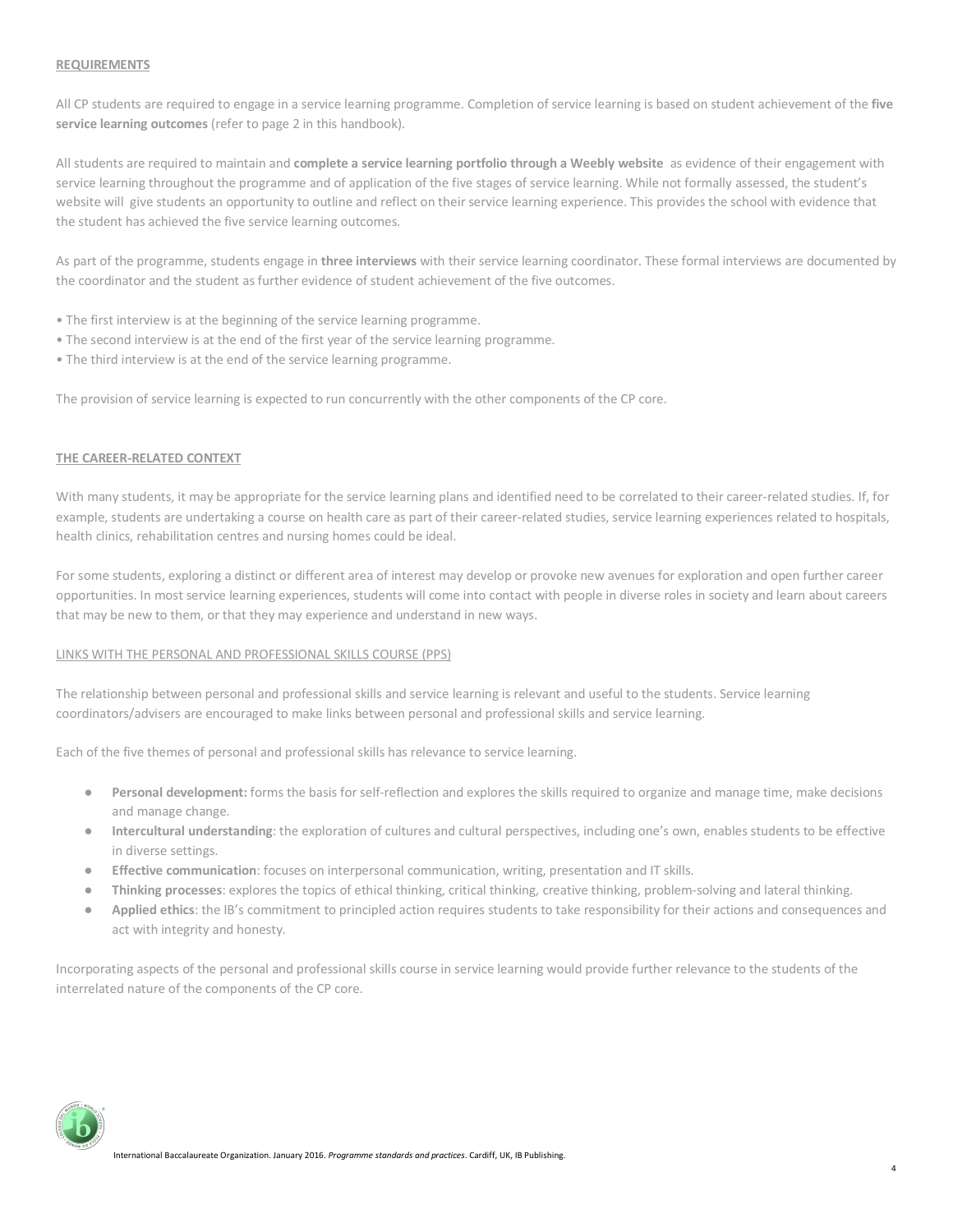## REQUIREMENTS

All CP students are required to engage in a service learning programme. Completion of service learning is based on student achievement of the **five service learning outcomes** (refer to page 2 in this handbook).

All students are required to maintain and **complete a service learning portfolio through a Weebly website** as evidence of their engagement with service learning throughout the programme and of application of the five stages of service learning. While not formally assessed, the student's website will give students an opportunity to outline and reflect on their service learning experience. This provides the school with evidence that the student has achieved the five service learning outcomes.

As part of the programme, students engage in **three interviews** with their service learning coordinator. These formal interviews are documented by the coordinator and the student as further evidence of student achievement of the five outcomes.

- The first interview is at the beginning of the service learning programme.
- The second interview is at the end of the first year of the service learning programme.
- The third interview is at the end of the service learning programme.

The provision of service learning is expected to run concurrently with the other components of the CP core.

## THE CAREER-RELATED CONTEXT

With many students, it may be appropriate for the service learning plans and identified need to be correlated to their career-related studies. If, for example, students are undertaking a course on health care as part of their career-related studies, service learning experiences related to hospitals, health clinics, rehabilitation centres and nursing homes could be ideal.

For some students, exploring a distinct or different area of interest may develop or provoke new avenues for exploration and open further career opportunities. In most service learning experiences, students will come into contact with people in diverse roles in society and learn about careers that may be new to them, or that they may experience and understand in new ways.

### LINKS WITH THE PERSONAL AND PROFESSIONAL SKILLS COURSE (PPS)

The relationship between personal and professional skills and service learning is relevant and useful to the students. Service learning coordinators/advisers are encouraged to make links between personal and professional skills and service learning.

Each of the five themes of personal and professional skills has relevance to service learning.

- **Personal development:** forms the basis for self-reflection and explores the skills required to organize and manage time, make decisions and manage change.
- **Intercultural understanding**: the exploration of cultures and cultural perspectives, including one's own, enables students to be effective in diverse settings.
- **Effective communication**: focuses on interpersonal communication, writing, presentation and IT skills.
- **Thinking processes**: explores the topics of ethical thinking, critical thinking, creative thinking, problem-solving and lateral thinking.
- **Applied ethics**: the IB's commitment to principled action requires students to take responsibility for their actions and consequences and act with integrity and honesty.

Incorporating aspects of the personal and professional skills course in service learning would provide further relevance to the students of the interrelated nature of the components of the CP core.

International Baccalaureate Organization. January 2016. *Programme standards and practices*. Cardiff, UK, IB Publishing.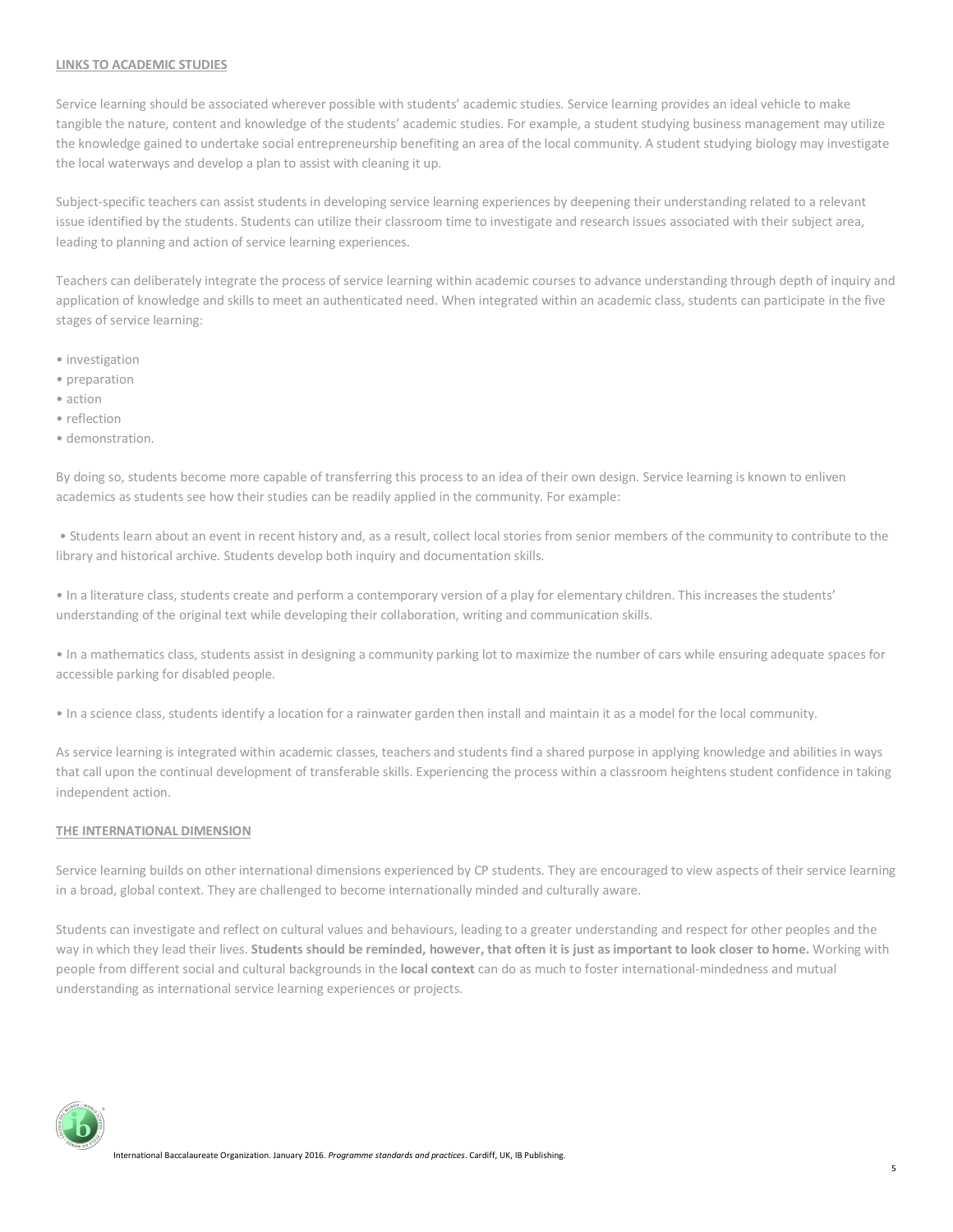## LINKS TO ACADEMIC STUDIES

Service learning should be associated wherever possible with students' academic studies. Service learning provides an ideal vehicle to make tangible the nature, content and knowledge of the students' academic studies. For example, a student studying business management may utilize the knowledge gained to undertake social entrepreneurship benefiting an area of the local community. A student studying biology may investigate the local waterways and develop a plan to assist with cleaning it up.

Subject-specific teachers can assist students in developing service learning experiences by deepening their understanding related to a relevant issue identified by the students. Students can utilize their classroom time to investigate and research issues associated with their subject area, leading to planning and action of service learning experiences.

Teachers can deliberately integrate the process of service learning within academic courses to advance understanding through depth of inquiry and application of knowledge and skills to meet an authenticated need. When integrated within an academic class, students can participate in the five stages of service learning:

- investigation
- preparation
- action
- reflection
- demonstration.

By doing so, students become more capable of transferring this process to an idea of their own design. Service learning is known to enliven academics as students see how their studies can be readily applied in the community. For example:

- Students learn about an event in recent history and, as a result, collect local stories from senior members of the community to contribute to the library and historical archive. Students develop both inquiry and documentation skills.

- In a literature class, students create and perform a contemporary version of a play for elementary children. This increases the students' understanding of the original text while developing their collaboration, writing and communication skills.

- In a mathematics class, students assist in designing a community parking lot to maximize the number of cars while ensuring adequate spaces for accessible parking for disabled people.

- In a science class, students identify a location for a rainwater garden then install and maintain it as a model for the local community.

As service learning is integrated within academic classes, teachers and students find a shared purpose in applying knowledge and abilities in ways that call upon the continual development of transferable skills. Experiencing the process within a classroom heightens student confidence in taking independent action.

## THE INTERNATIONAL DIMENSION

Service learning builds on other international dimensions experienced by CP students. They are encouraged to view aspects of their service learning in a broad, global context. They are challenged to become internationally minded and culturally aware.

Students can investigate and reflect on cultural values and behaviours, leading to a greater understanding and respect for other peoples and the way in which they lead their lives. **Students should be reminded, however, that often it is just as important to look closer to home.** Working with people from different social and cultural backgrounds in the **local context** can do as much to foster international-mindedness and mutual understanding as international service learning experiences or projects.

International Baccalaureate Organization. January 2016. *Programme standards and practices*. Cardiff, UK, IB Publishing.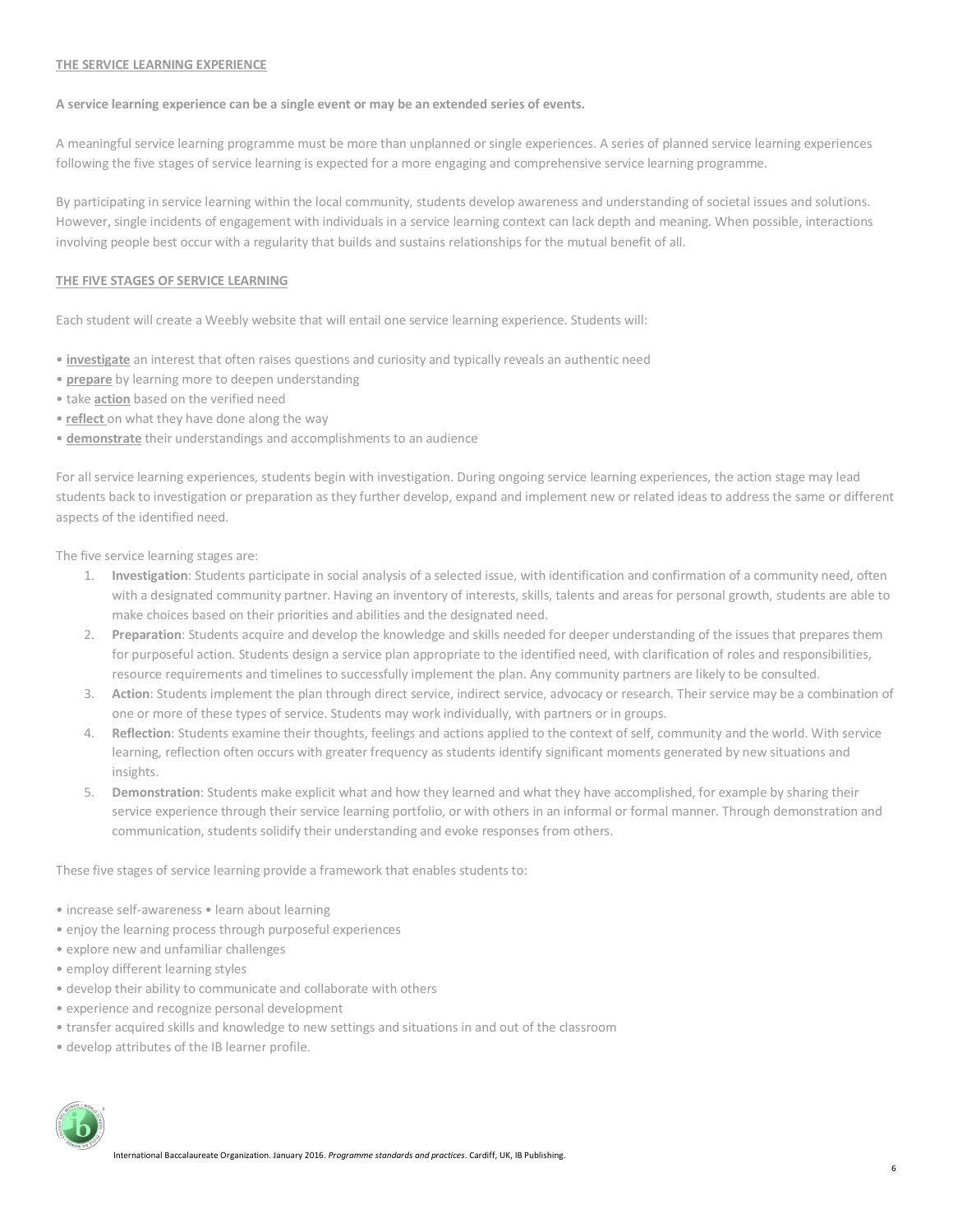## THE SERVICE LEARNING EXPERIENCE

**A service learning experience can be a single event or may be an extended series of events.**

A meaningful service learning programme must be more than unplanned or single experiences. A series of planned service learning experiences following the five stages of service learning is expected for a more engaging and comprehensive service learning programme.

By participating in service learning within the local community, students develop awareness and understanding of societal issues and solutions. However, single incidents of engagement with individuals in a service learning context can lack depth and meaning. When possible, interactions involving people best occur with a regularity that builds and sustains relationships for the mutual benefit of all.

## THE FIVE STAGES OF SERVICE LEARNING

Each student will create a Weebly website that will entail one service learning experience. Students will:

- **investigate** an interest that often raises questions and curiosity and typically reveals an authentic need
- **prepare** by learning more to deepen understanding
- take **action** based on the verified need
- **reflect** on what they have done along the way
- **demonstrate** their understandings and accomplishments to an audience

For all service learning experiences, students begin with investigation. During ongoing service learning experiences, the action stage may lead students back to investigation or preparation as they further develop, expand and implement new or related ideas to address the same or different aspects of the identified need.

The five service learning stages are:

1. **Investigation**: Students participate in social analysis of a selected issue, with identification and confirmation of a community need, often with a designated community partner. Having an inventory of interests, skills, talents and areas for personal growth, students are able to make choices based on their priorities and abilities and the designated need.
2. **Preparation**: Students acquire and develop the knowledge and skills needed for deeper understanding of the issues that prepares them for purposeful action. Students design a service plan appropriate to the identified need, with clarification of roles and responsibilities, resource requirements and timelines to successfully implement the plan. Any community partners are likely to be consulted.
3. **Action**: Students implement the plan through direct service, indirect service, advocacy or research. Their service may be a combination of one or more of these types of service. Students may work individually, with partners or in groups.
4. **Reflection**: Students examine their thoughts, feelings and actions applied to the context of self, community and the world. With service learning, reflection often occurs with greater frequency as students identify significant moments generated by new situations and insights.
5. **Demonstration**: Students make explicit what and how they learned and what they have accomplished, for example by sharing their service experience through their service learning portfolio, or with others in an informal or formal manner. Through demonstration and communication, students solidify their understanding and evoke responses from others.

These five stages of service learning provide a framework that enables students to:

- increase self-awareness • learn about learning
- enjoy the learning process through purposeful experiences
- explore new and unfamiliar challenges
- employ different learning styles
- develop their ability to communicate and collaborate with others
- experience and recognize personal development
- transfer acquired skills and knowledge to new settings and situations in and out of the classroom
- develop attributes of the IB learner profile.

International Baccalaureate Organization. January 2016. *Programme standards and practices*. Cardiff, UK, IB Publishing.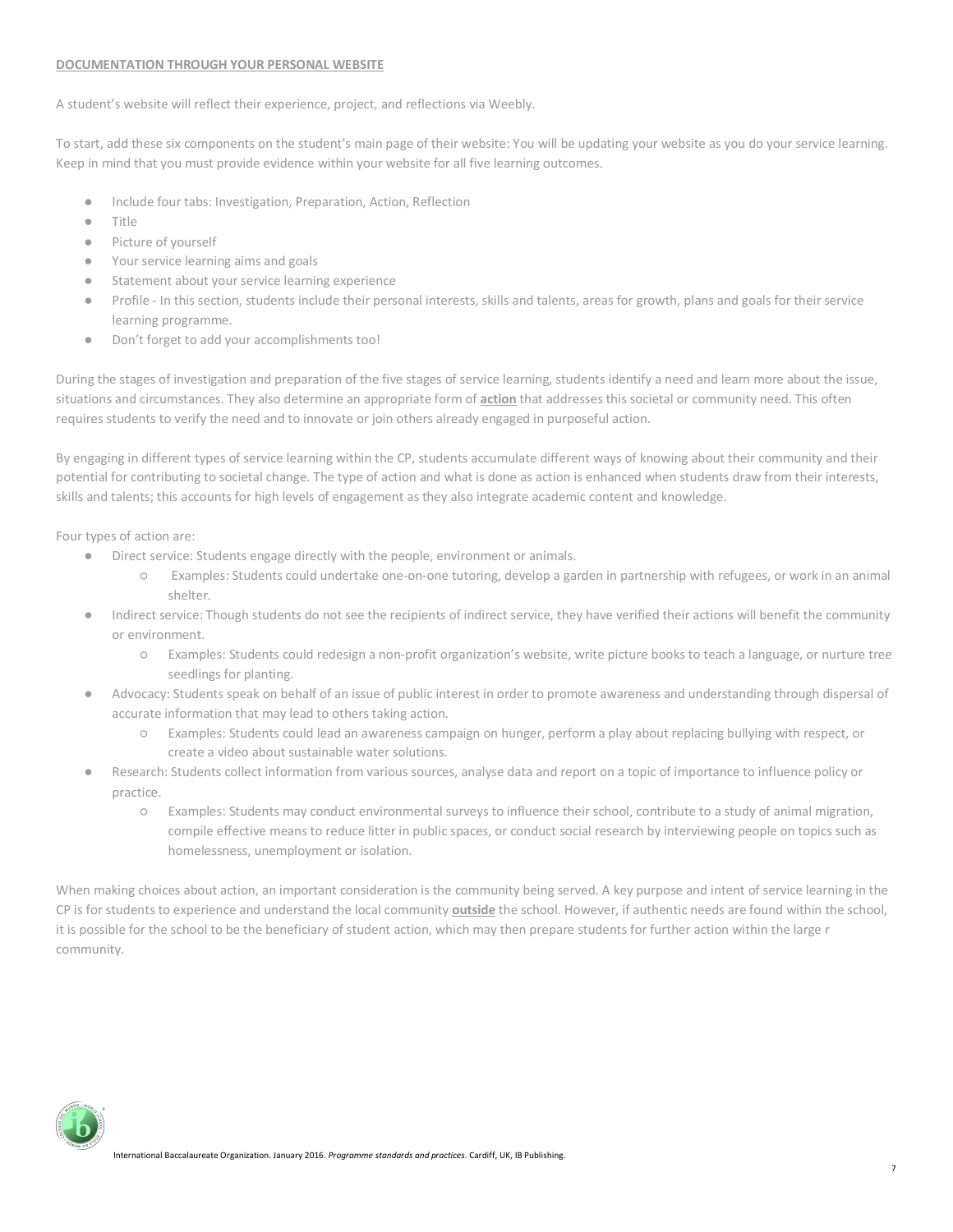**DOCUMENTATION THROUGH YOUR PERSONAL WEBSITE**

A student's website will reflect their experience, project, and reflections via Weebly.

To start, add these six components on the student's main page of their website: You will be updating your website as you do your service learning. Keep in mind that you must provide evidence within your website for all five learning outcomes.

- Include four tabs: Investigation, Preparation, Action, Reflection
- Title
- Picture of yourself
- Your service learning aims and goals
- Statement about your service learning experience
- Profile - In this section, students include their personal interests, skills and talents, areas for growth, plans and goals for their service learning programme.
- Don't forget to add your accomplishments too!

During the stages of investigation and preparation of the five stages of service learning, students identify a need and learn more about the issue, situations and circumstances. They also determine an appropriate form of **action** that addresses this societal or community need. This often requires students to verify the need and to innovate or join others already engaged in purposeful action.

By engaging in different types of service learning within the CP, students accumulate different ways of knowing about their community and their potential for contributing to societal change. The type of action and what is done as action is enhanced when students draw from their interests, skills and talents; this accounts for high levels of engagement as they also integrate academic content and knowledge.

Four types of action are:

- Direct service: Students engage directly with the people, environment or animals.
  - Examples: Students could undertake one-on-one tutoring, develop a garden in partnership with refugees, or work in an animal shelter.
- Indirect service: Though students do not see the recipients of indirect service, they have verified their actions will benefit the community or environment.
  - Examples: Students could redesign a non-profit organization's website, write picture books to teach a language, or nurture tree seedlings for planting.
- Advocacy: Students speak on behalf of an issue of public interest in order to promote awareness and understanding through dispersal of accurate information that may lead to others taking action.
  - Examples: Students could lead an awareness campaign on hunger, perform a play about replacing bullying with respect, or create a video about sustainable water solutions.
- Research: Students collect information from various sources, analyse data and report on a topic of importance to influence policy or practice.
  - Examples: Students may conduct environmental surveys to influence their school, contribute to a study of animal migration, compile effective means to reduce litter in public spaces, or conduct social research by interviewing people on topics such as homelessness, unemployment or isolation.

When making choices about action, an important consideration is the community being served. A key purpose and intent of service learning in the CP is for students to experience and understand the local community **outside** the school. However, if authentic needs are found within the school, it is possible for the school to be the beneficiary of student action, which may then prepare students for further action within the large r community.

International Baccalaureate Organization. January 2016. *Programme standards and practices*. Cardiff, UK, IB Publishing.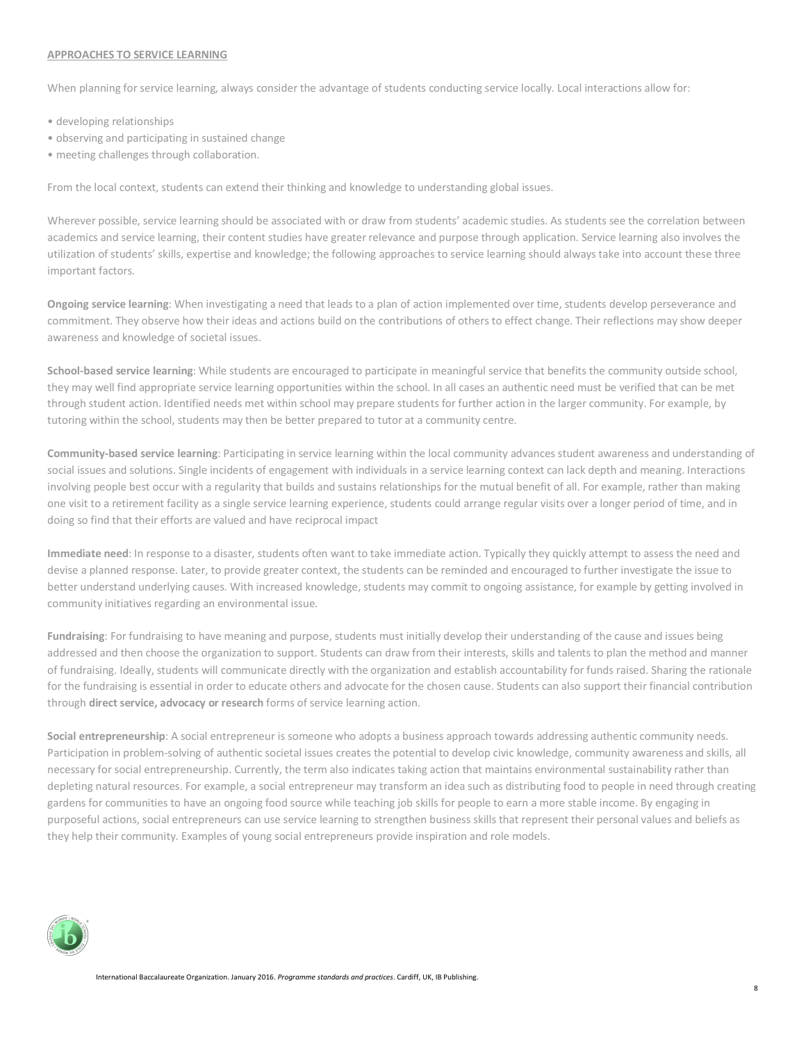## APPROACHES TO SERVICE LEARNING

When planning for service learning, always consider the advantage of students conducting service locally. Local interactions allow for:

- developing relationships
- observing and participating in sustained change
- meeting challenges through collaboration.

From the local context, students can extend their thinking and knowledge to understanding global issues.

Wherever possible, service learning should be associated with or draw from students' academic studies. As students see the correlation between academics and service learning, their content studies have greater relevance and purpose through application. Service learning also involves the utilization of students' skills, expertise and knowledge; the following approaches to service learning should always take into account these three important factors.

**Ongoing service learning**: When investigating a need that leads to a plan of action implemented over time, students develop perseverance and commitment. They observe how their ideas and actions build on the contributions of others to effect change. Their reflections may show deeper awareness and knowledge of societal issues.

**School-based service learning**: While students are encouraged to participate in meaningful service that benefits the community outside school, they may well find appropriate service learning opportunities within the school. In all cases an authentic need must be verified that can be met through student action. Identified needs met within school may prepare students for further action in the larger community. For example, by tutoring within the school, students may then be better prepared to tutor at a community centre.

**Community-based service learning**: Participating in service learning within the local community advances student awareness and understanding of social issues and solutions. Single incidents of engagement with individuals in a service learning context can lack depth and meaning. Interactions involving people best occur with a regularity that builds and sustains relationships for the mutual benefit of all. For example, rather than making one visit to a retirement facility as a single service learning experience, students could arrange regular visits over a longer period of time, and in doing so find that their efforts are valued and have reciprocal impact

**Immediate need**: In response to a disaster, students often want to take immediate action. Typically they quickly attempt to assess the need and devise a planned response. Later, to provide greater context, the students can be reminded and encouraged to further investigate the issue to better understand underlying causes. With increased knowledge, students may commit to ongoing assistance, for example by getting involved in community initiatives regarding an environmental issue.

**Fundraising**: For fundraising to have meaning and purpose, students must initially develop their understanding of the cause and issues being addressed and then choose the organization to support. Students can draw from their interests, skills and talents to plan the method and manner of fundraising. Ideally, students will communicate directly with the organization and establish accountability for funds raised. Sharing the rationale for the fundraising is essential in order to educate others and advocate for the chosen cause. Students can also support their financial contribution through **direct service, advocacy or research** forms of service learning action.

**Social entrepreneurship**: A social entrepreneur is someone who adopts a business approach towards addressing authentic community needs. Participation in problem-solving of authentic societal issues creates the potential to develop civic knowledge, community awareness and skills, all necessary for social entrepreneurship. Currently, the term also indicates taking action that maintains environmental sustainability rather than depleting natural resources. For example, a social entrepreneur may transform an idea such as distributing food to people in need through creating gardens for communities to have an ongoing food source while teaching job skills for people to earn a more stable income. By engaging in purposeful actions, social entrepreneurs can use service learning to strengthen business skills that represent their personal values and beliefs as they help their community. Examples of young social entrepreneurs provide inspiration and role models.

International Baccalaureate Organization. January 2016. *Programme standards and practices*. Cardiff, UK, IB Publishing.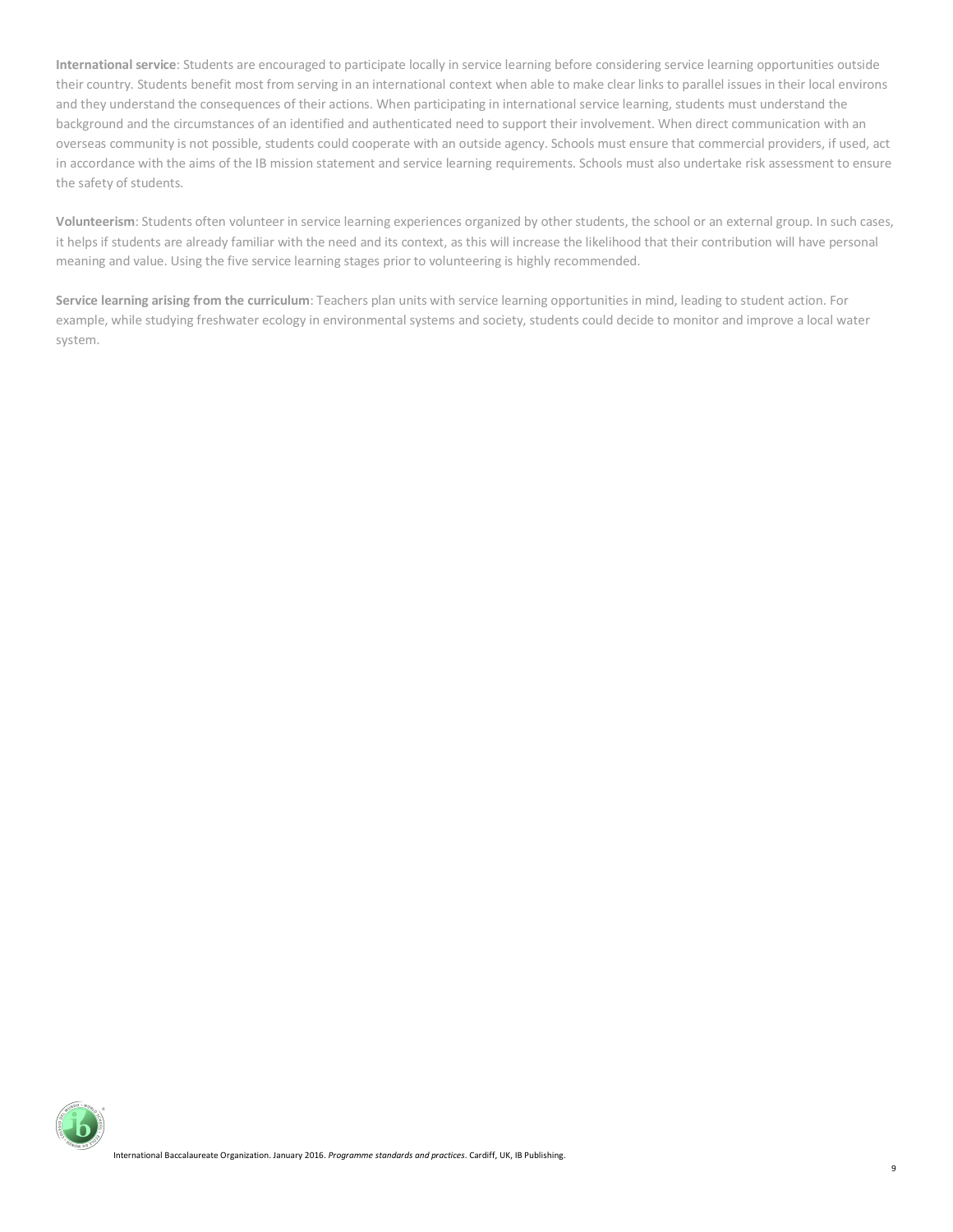**International service**: Students are encouraged to participate locally in service learning before considering service learning opportunities outside their country. Students benefit most from serving in an international context when able to make clear links to parallel issues in their local environs and they understand the consequences of their actions. When participating in international service learning, students must understand the background and the circumstances of an identified and authenticated need to support their involvement. When direct communication with an overseas community is not possible, students could cooperate with an outside agency. Schools must ensure that commercial providers, if used, act in accordance with the aims of the IB mission statement and service learning requirements. Schools must also undertake risk assessment to ensure the safety of students.

**Volunteerism**: Students often volunteer in service learning experiences organized by other students, the school or an external group. In such cases, it helps if students are already familiar with the need and its context, as this will increase the likelihood that their contribution will have personal meaning and value. Using the five service learning stages prior to volunteering is highly recommended.

**Service learning arising from the curriculum**: Teachers plan units with service learning opportunities in mind, leading to student action. For example, while studying freshwater ecology in environmental systems and society, students could decide to monitor and improve a local water system.

International Baccalaureate Organization. January 2016. *Programme standards and practices*. Cardiff, UK, IB Publishing.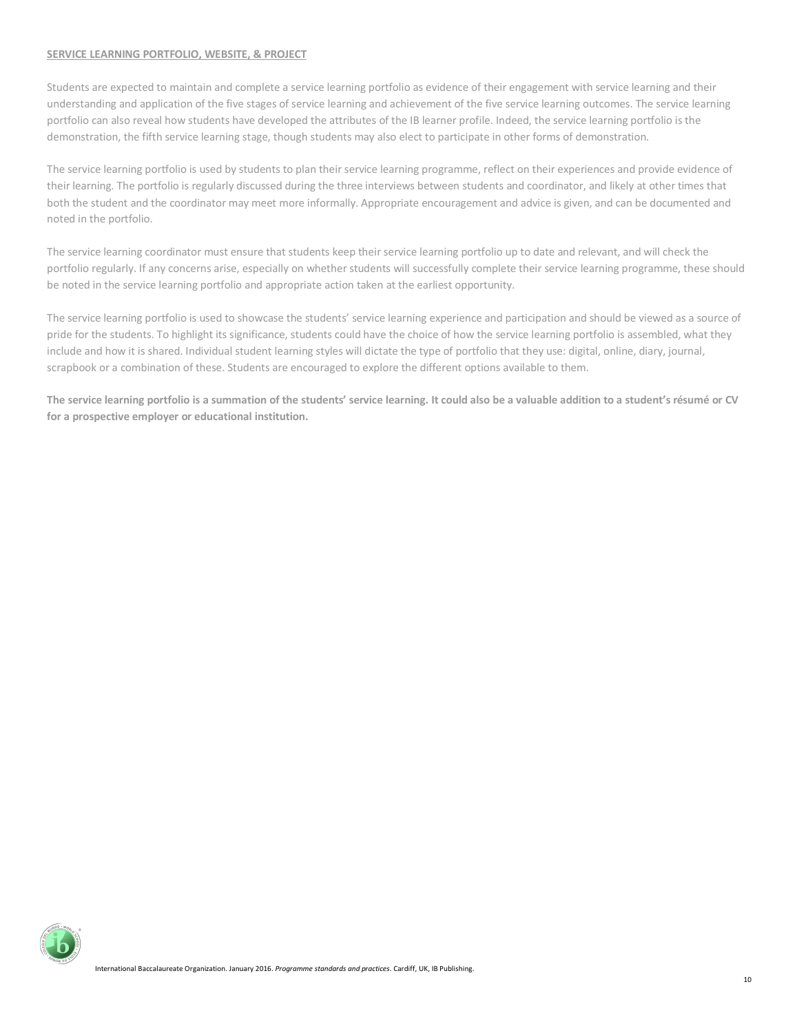## SERVICE LEARNING PORTFOLIO, WEBSITE, & PROJECT

Students are expected to maintain and complete a service learning portfolio as evidence of their engagement with service learning and their understanding and application of the five stages of service learning and achievement of the five service learning outcomes. The service learning portfolio can also reveal how students have developed the attributes of the IB learner profile. Indeed, the service learning portfolio is the demonstration, the fifth service learning stage, though students may also elect to participate in other forms of demonstration.

The service learning portfolio is used by students to plan their service learning programme, reflect on their experiences and provide evidence of their learning. The portfolio is regularly discussed during the three interviews between students and coordinator, and likely at other times that both the student and the coordinator may meet more informally. Appropriate encouragement and advice is given, and can be documented and noted in the portfolio.

The service learning coordinator must ensure that students keep their service learning portfolio up to date and relevant, and will check the portfolio regularly. If any concerns arise, especially on whether students will successfully complete their service learning programme, these should be noted in the service learning portfolio and appropriate action taken at the earliest opportunity.

The service learning portfolio is used to showcase the students' service learning experience and participation and should be viewed as a source of pride for the students. To highlight its significance, students could have the choice of how the service learning portfolio is assembled, what they include and how it is shared. Individual student learning styles will dictate the type of portfolio that they use: digital, online, diary, journal, scrapbook or a combination of these. Students are encouraged to explore the different options available to them.

**The service learning portfolio is a summation of the students' service learning. It could also be a valuable addition to a student's résumé or CV for a prospective employer or educational institution.**

International Baccalaureate Organization. January 2016. *Programme standards and practices*. Cardiff, UK, IB Publishing.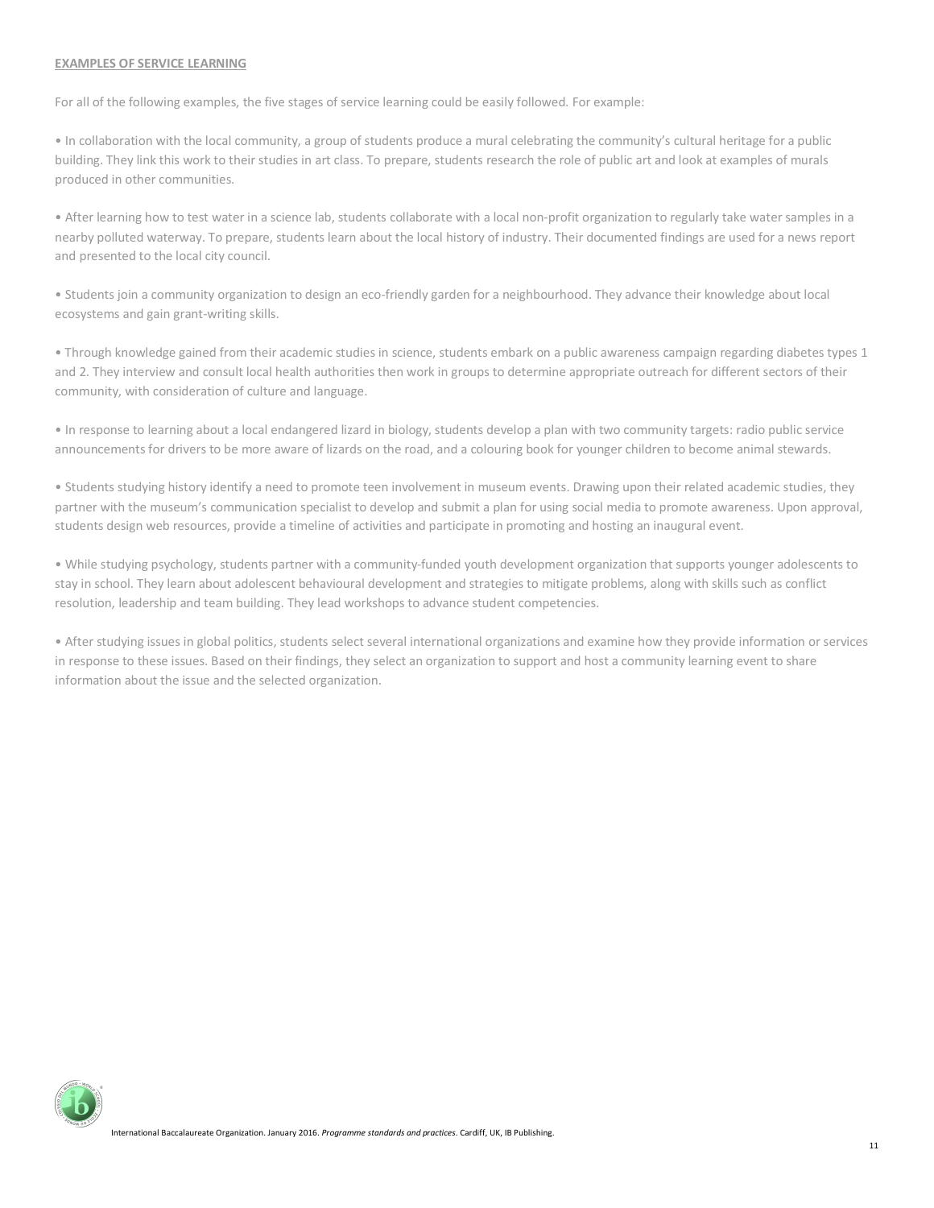**EXAMPLES OF SERVICE LEARNING**

For all of the following examples, the five stages of service learning could be easily followed. For example:

- In collaboration with the local community, a group of students produce a mural celebrating the community's cultural heritage for a public building. They link this work to their studies in art class. To prepare, students research the role of public art and look at examples of murals produced in other communities.

- After learning how to test water in a science lab, students collaborate with a local non-profit organization to regularly take water samples in a nearby polluted waterway. To prepare, students learn about the local history of industry. Their documented findings are used for a news report and presented to the local city council.

- Students join a community organization to design an eco-friendly garden for a neighbourhood. They advance their knowledge about local ecosystems and gain grant-writing skills.

- Through knowledge gained from their academic studies in science, students embark on a public awareness campaign regarding diabetes types 1 and 2. They interview and consult local health authorities then work in groups to determine appropriate outreach for different sectors of their community, with consideration of culture and language.

- In response to learning about a local endangered lizard in biology, students develop a plan with two community targets: radio public service announcements for drivers to be more aware of lizards on the road, and a colouring book for younger children to become animal stewards.

- Students studying history identify a need to promote teen involvement in museum events. Drawing upon their related academic studies, they partner with the museum's communication specialist to develop and submit a plan for using social media to promote awareness. Upon approval, students design web resources, provide a timeline of activities and participate in promoting and hosting an inaugural event.

- While studying psychology, students partner with a community-funded youth development organization that supports younger adolescents to stay in school. They learn about adolescent behavioural development and strategies to mitigate problems, along with skills such as conflict resolution, leadership and team building. They lead workshops to advance student competencies.

- After studying issues in global politics, students select several international organizations and examine how they provide information or services in response to these issues. Based on their findings, they select an organization to support and host a community learning event to share information about the issue and the selected organization.

International Baccalaureate Organization. January 2016. *Programme standards and practices*. Cardiff, UK, IB Publishing.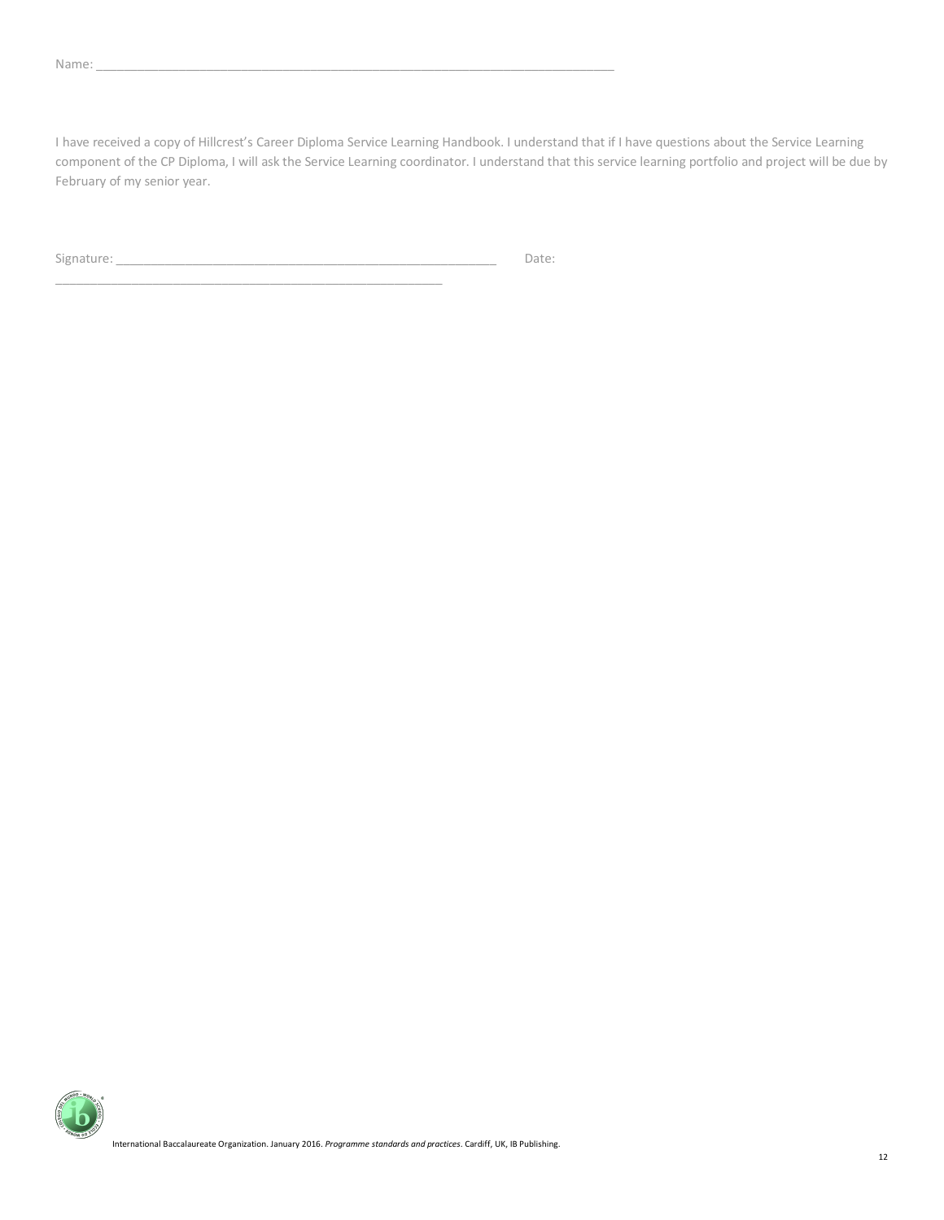Name: ___________________________________________________________________________

I have received a copy of Hillcrest's Career Diploma Service Learning Handbook. I understand that if I have questions about the Service Learning component of the CP Diploma, I will ask the Service Learning coordinator. I understand that this service learning portfolio and project will be due by February of my senior year.

Signature: _______________________________________________________ Date: _______________________________________________________

International Baccalaureate Organization. January 2016. *Programme standards and practices*. Cardiff, UK, IB Publishing.